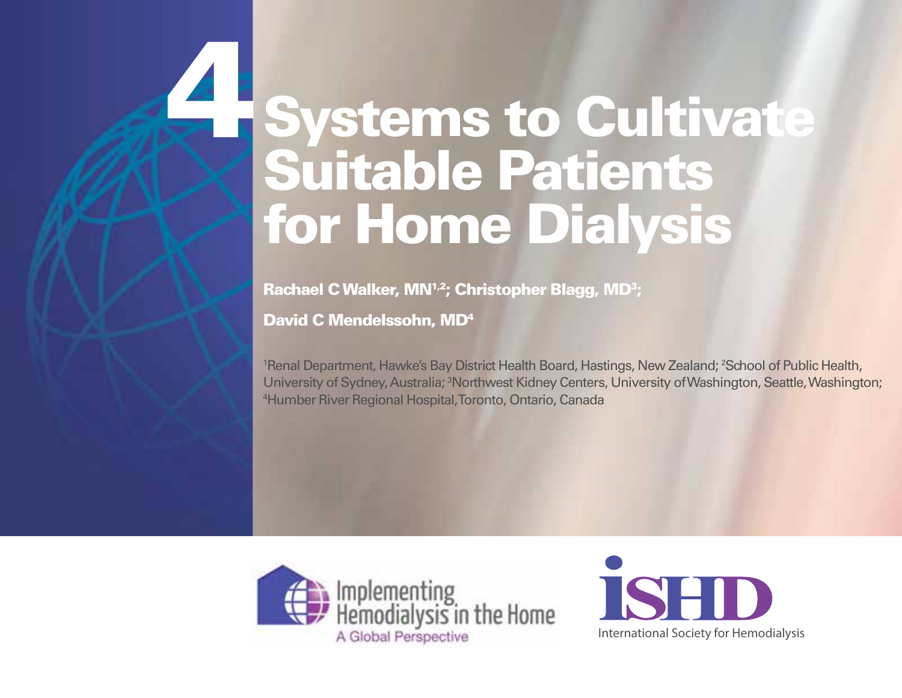# 4 Systems to Cultivate Suitable Patients for Home Dialysis

**Rachael C Walker, MN[1,2]; Christopher Blagg, MD[3]; David C Mendelssohn, MD[4]**

[1]Renal Department, Hawke's Bay District Health Board, Hastings, New Zealand; [2]School of Public Health, University of Sydney, Australia; [3]Northwest Kidney Centers, University of Washington, Seattle, Washington; [4]Humber River Regional Hospital, Toronto, Ontario, Canada

Implementing Hemodialysis in the Home
A Global Perspective

ISHD
International Society for Hemodialysis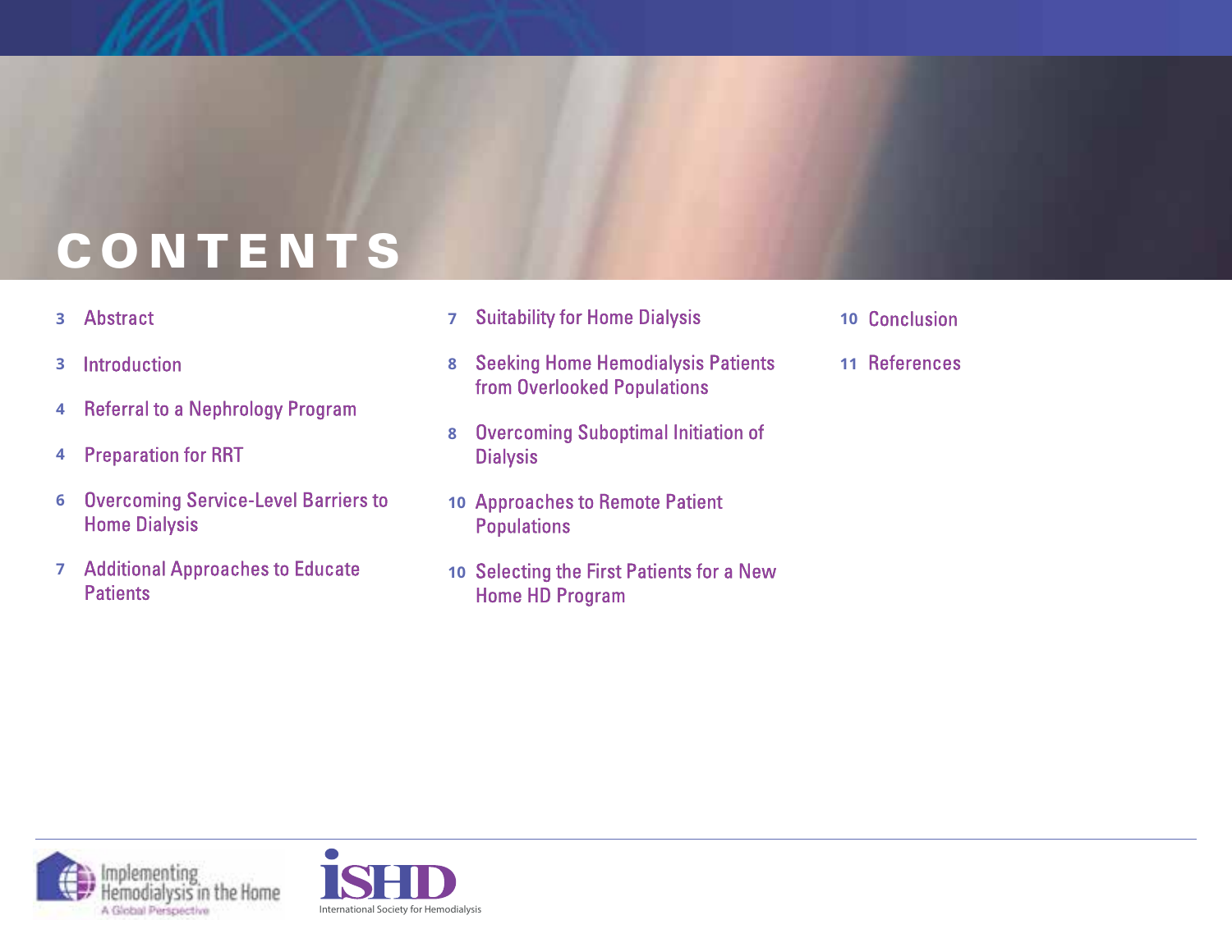# CONTENTS

- 3 Abstract
- 3 Introduction
- 4 Referral to a Nephrology Program
- 4 Preparation for RRT
- 6 Overcoming Service-Level Barriers to Home Dialysis
- 7 Additional Approaches to Educate Patients
- 7 Suitability for Home Dialysis
- 8 Seeking Home Hemodialysis Patients from Overlooked Populations
- 8 Overcoming Suboptimal Initiation of Dialysis
- 10 Approaches to Remote Patient Populations
- 10 Selecting the First Patients for a New Home HD Program
- 10 Conclusion
- 11 References

Implementing Hemodialysis in the Home
A Global Perspective

iSHD
International Society for Hemodialysis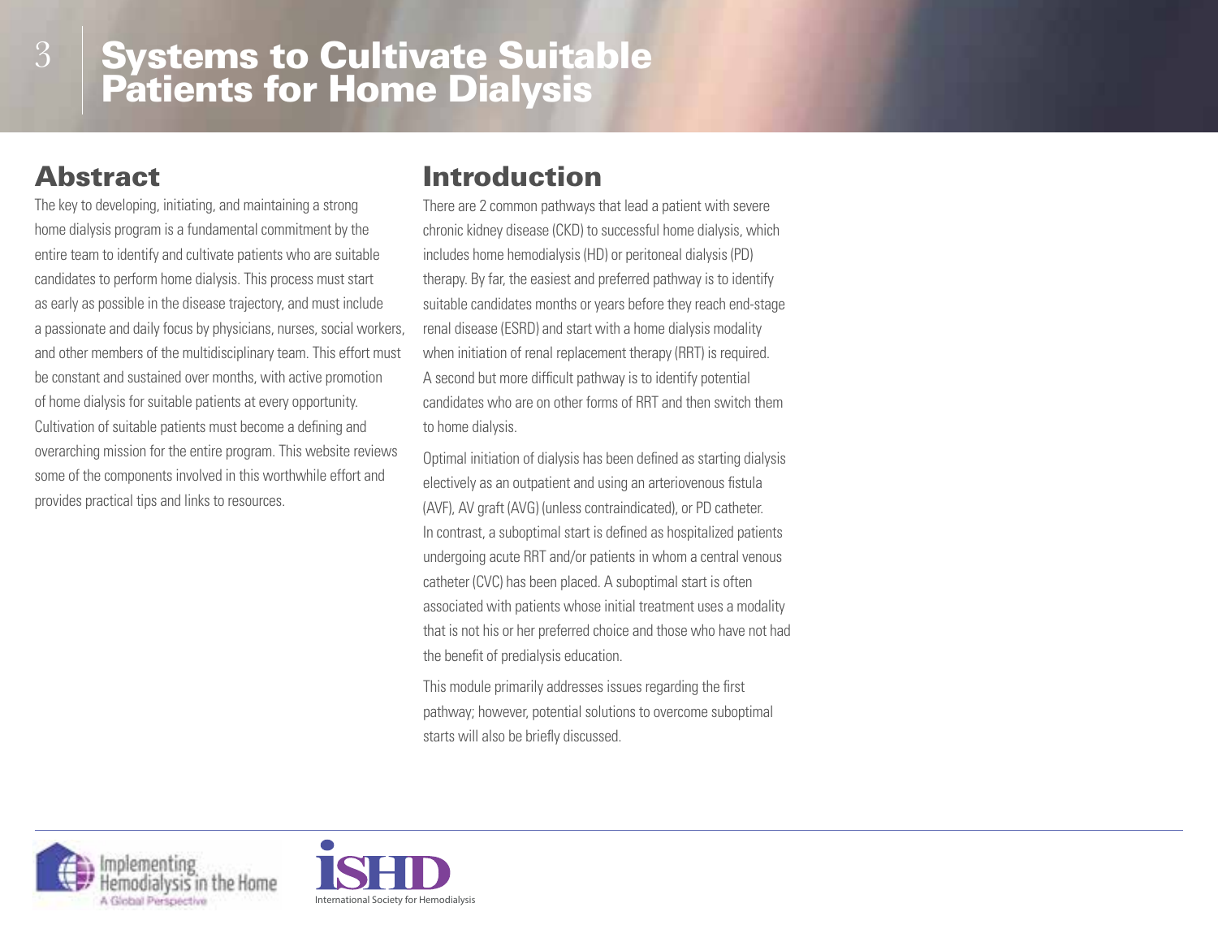# Systems to Cultivate Suitable Patients for Home Dialysis

## Abstract

The key to developing, initiating, and maintaining a strong home dialysis program is a fundamental commitment by the entire team to identify and cultivate patients who are suitable candidates to perform home dialysis. This process must start as early as possible in the disease trajectory, and must include a passionate and daily focus by physicians, nurses, social workers, and other members of the multidisciplinary team. This effort must be constant and sustained over months, with active promotion of home dialysis for suitable patients at every opportunity. Cultivation of suitable patients must become a defining and overarching mission for the entire program. This website reviews some of the components involved in this worthwhile effort and provides practical tips and links to resources.

## Introduction

There are 2 common pathways that lead a patient with severe chronic kidney disease (CKD) to successful home dialysis, which includes home hemodialysis (HD) or peritoneal dialysis (PD) therapy. By far, the easiest and preferred pathway is to identify suitable candidates months or years before they reach end-stage renal disease (ESRD) and start with a home dialysis modality when initiation of renal replacement therapy (RRT) is required. A second but more difficult pathway is to identify potential candidates who are on other forms of RRT and then switch them to home dialysis.

Optimal initiation of dialysis has been defined as starting dialysis electively as an outpatient and using an arteriovenous fistula (AVF), AV graft (AVG) (unless contraindicated), or PD catheter. In contrast, a suboptimal start is defined as hospitalized patients undergoing acute RRT and/or patients in whom a central venous catheter (CVC) has been placed. A suboptimal start is often associated with patients whose initial treatment uses a modality that is not his or her preferred choice and those who have not had the benefit of predialysis education.

This module primarily addresses issues regarding the first pathway; however, potential solutions to overcome suboptimal starts will also be briefly discussed.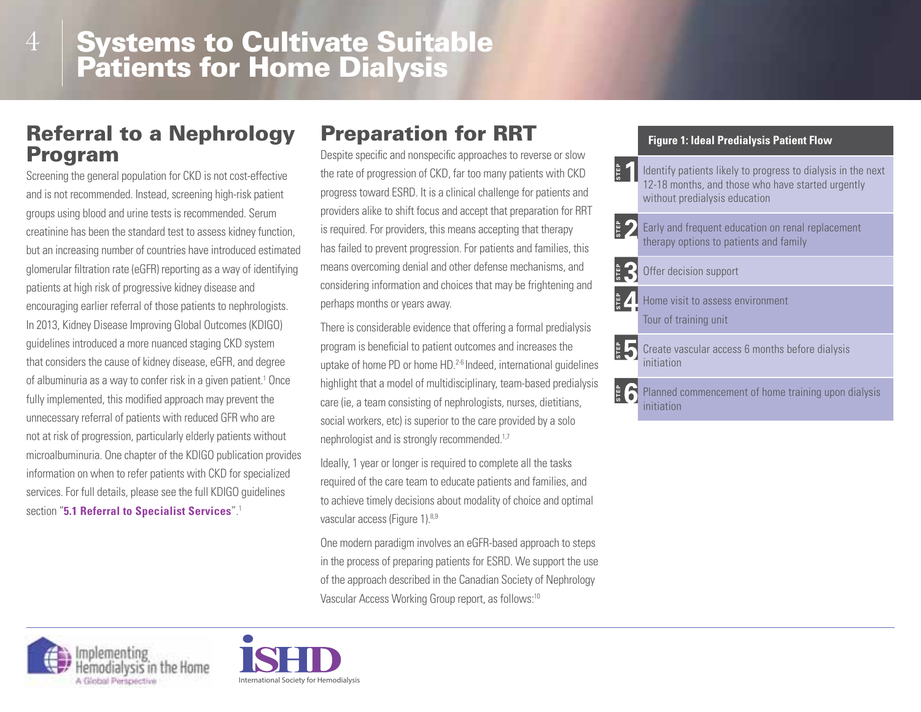# Systems to Cultivate Suitable Patients for Home Dialysis

## Referral to a Nephrology Program

Screening the general population for CKD is not cost-effective and is not recommended. Instead, screening high-risk patient groups using blood and urine tests is recommended. Serum creatinine has been the standard test to assess kidney function, but an increasing number of countries have introduced estimated glomerular filtration rate (eGFR) reporting as a way of identifying patients at high risk of progressive kidney disease and encouraging earlier referral of those patients to nephrologists. In 2013, Kidney Disease Improving Global Outcomes (KDIGO) guidelines introduced a more nuanced staging CKD system that considers the cause of kidney disease, eGFR, and degree of albuminuria as a way to confer risk in a given patient.[1] Once fully implemented, this modified approach may prevent the unnecessary referral of patients with reduced GFR who are not at risk of progression, particularly elderly patients without microalbuminuria. One chapter of the KDIGO publication provides information on when to refer patients with CKD for specialized services. For full details, please see the full KDIGO guidelines section "**5.1 Referral to Specialist Services**".[1]

## Preparation for RRT

Despite specific and nonspecific approaches to reverse or slow the rate of progression of CKD, far too many patients with CKD progress toward ESRD. It is a clinical challenge for patients and providers alike to shift focus and accept that preparation for RRT is required. For providers, this means accepting that therapy has failed to prevent progression. For patients and families, this means overcoming denial and other defense mechanisms, and considering information and choices that may be frightening and perhaps months or years away.

There is considerable evidence that offering a formal predialysis program is beneficial to patient outcomes and increases the uptake of home PD or home HD.[2-6] Indeed, international guidelines highlight that a model of multidisciplinary, team-based predialysis care (ie, a team consisting of nephrologists, nurses, dietitians, social workers, etc) is superior to the care provided by a solo nephrologist and is strongly recommended.[1,7]

Ideally, 1 year or longer is required to complete all the tasks required of the care team to educate patients and families, and to achieve timely decisions about modality of choice and optimal vascular access (Figure 1).[8,9]

One modern paradigm involves an eGFR-based approach to steps in the process of preparing patients for ESRD. We support the use of the approach described in the Canadian Society of Nephrology Vascular Access Working Group report, as follows:[10]

**Figure 1: Ideal Predialysis Patient Flow**

| Step | |
|---|---|
| STEP 1 | Identify patients likely to progress to dialysis in the next 12-18 months, and those who have started urgently without predialysis education |
| STEP 2 | Early and frequent education on renal replacement therapy options to patients and family |
| STEP 3 | Offer decision support |
| STEP 4 | Home visit to assess environment<br>Tour of training unit |
| STEP 5 | Create vascular access 6 months before dialysis initiation |
| STEP 6 | Planned commencement of home training upon dialysis initiation |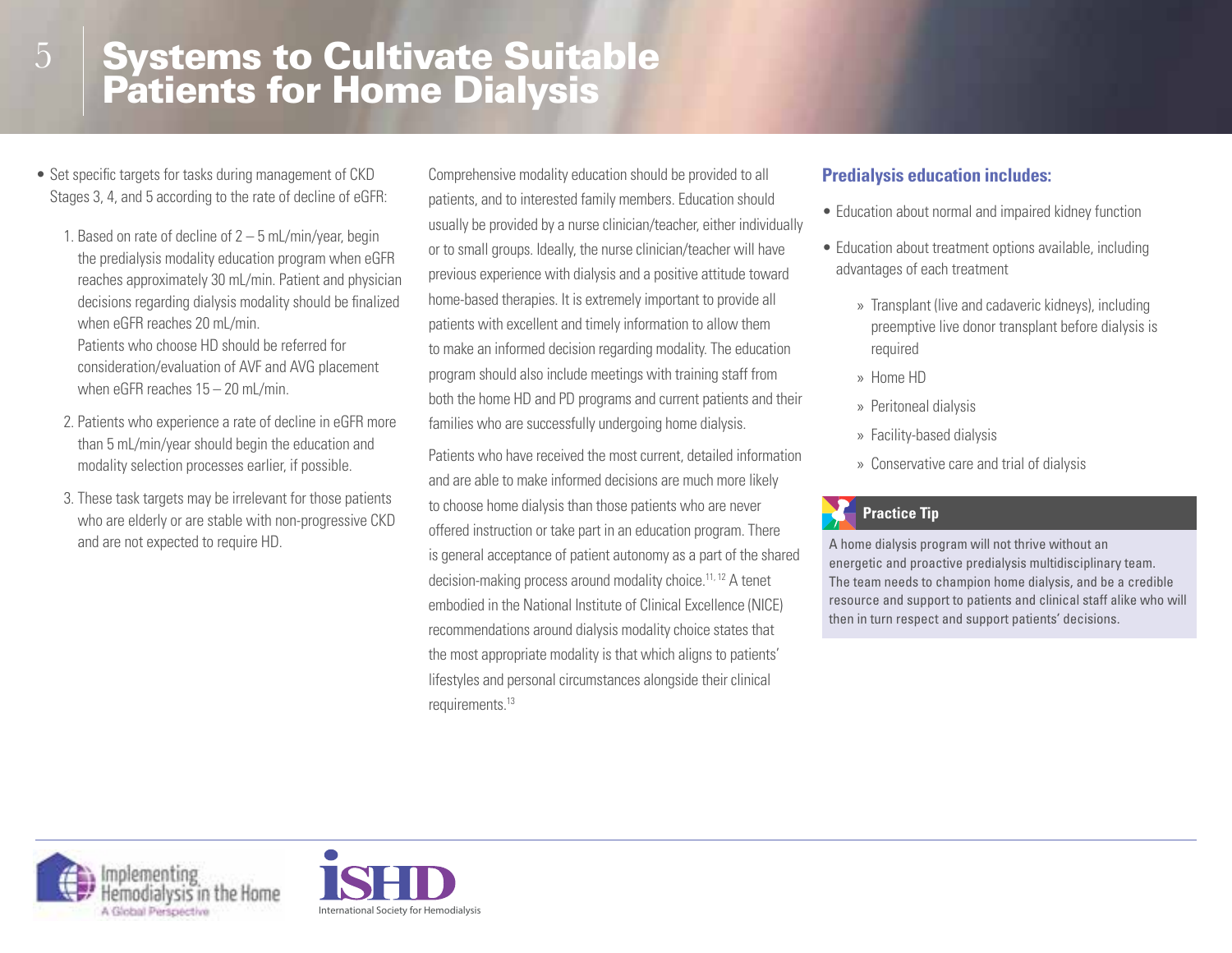# Systems to Cultivate Suitable Patients for Home Dialysis

- Set specific targets for tasks during management of CKD Stages 3, 4, and 5 according to the rate of decline of eGFR:
  1. Based on rate of decline of 2 – 5 mL/min/year, begin the predialysis modality education program when eGFR reaches approximately 30 mL/min. Patient and physician decisions regarding dialysis modality should be finalized when eGFR reaches 20 mL/min. Patients who choose HD should be referred for consideration/evaluation of AVF and AVG placement when eGFR reaches 15 – 20 mL/min.
  2. Patients who experience a rate of decline in eGFR more than 5 mL/min/year should begin the education and modality selection processes earlier, if possible.
  3. These task targets may be irrelevant for those patients who are elderly or are stable with non-progressive CKD and are not expected to require HD.

Comprehensive modality education should be provided to all patients, and to interested family members. Education should usually be provided by a nurse clinician/teacher, either individually or to small groups. Ideally, the nurse clinician/teacher will have previous experience with dialysis and a positive attitude toward home-based therapies. It is extremely important to provide all patients with excellent and timely information to allow them to make an informed decision regarding modality. The education program should also include meetings with training staff from both the home HD and PD programs and current patients and their families who are successfully undergoing home dialysis.

Patients who have received the most current, detailed information and are able to make informed decisions are much more likely to choose home dialysis than those patients who are never offered instruction or take part in an education program. There is general acceptance of patient autonomy as a part of the shared decision-making process around modality choice.[11, 12] A tenet embodied in the National Institute of Clinical Excellence (NICE) recommendations around dialysis modality choice states that the most appropriate modality is that which aligns to patients' lifestyles and personal circumstances alongside their clinical requirements.[13]

### Predialysis education includes:

- Education about normal and impaired kidney function
- Education about treatment options available, including advantages of each treatment
  - Transplant (live and cadaveric kidneys), including preemptive live donor transplant before dialysis is required
  - Home HD
  - Peritoneal dialysis
  - Facility-based dialysis
  - Conservative care and trial of dialysis

**Practice Tip**

A home dialysis program will not thrive without an energetic and proactive predialysis multidisciplinary team. The team needs to champion home dialysis, and be a credible resource and support to patients and clinical staff alike who will then in turn respect and support patients' decisions.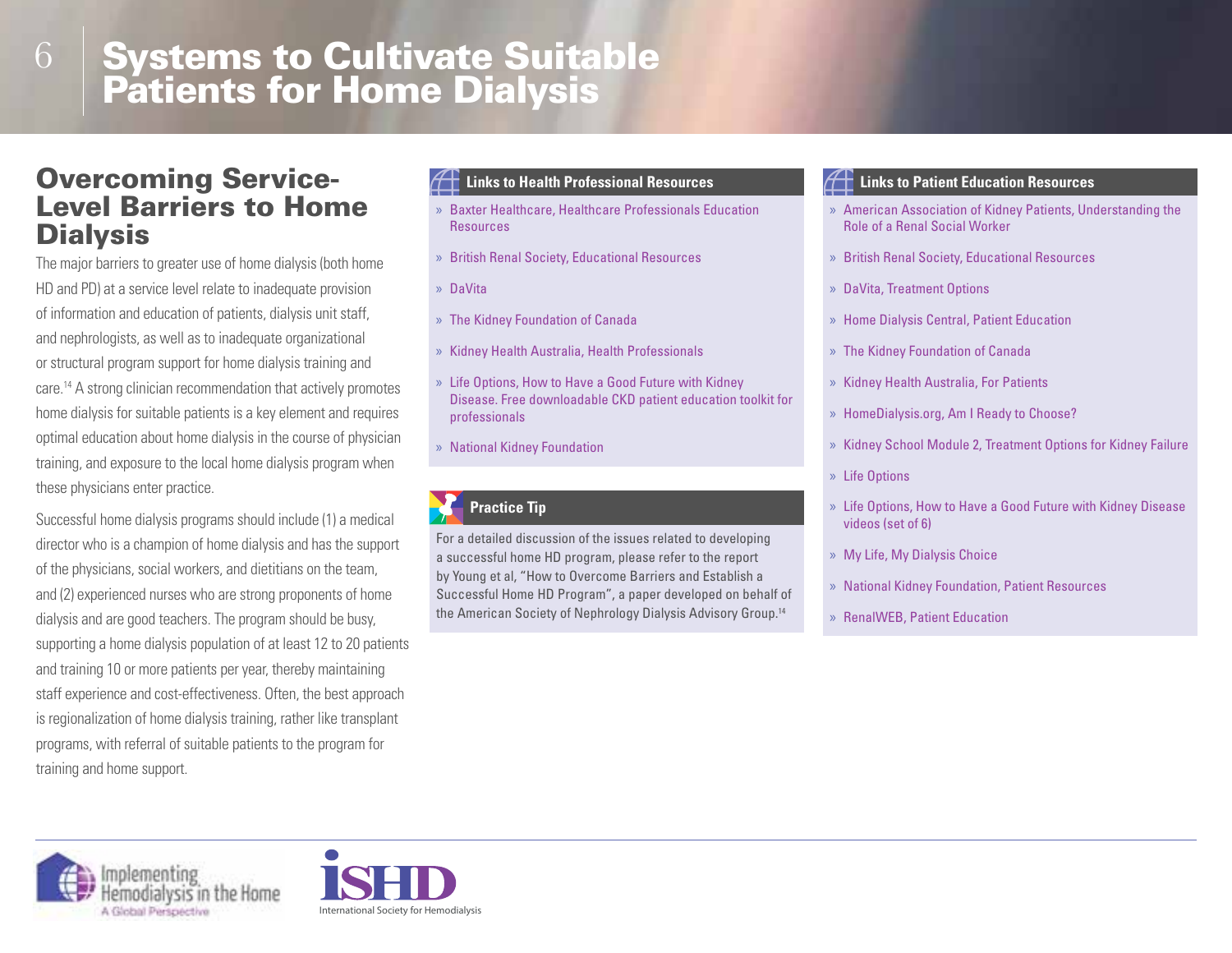# Systems to Cultivate Suitable Patients for Home Dialysis

## Overcoming Service-Level Barriers to Home Dialysis

The major barriers to greater use of home dialysis (both home HD and PD) at a service level relate to inadequate provision of information and education of patients, dialysis unit staff, and nephrologists, as well as to inadequate organizational or structural program support for home dialysis training and care.[14] A strong clinician recommendation that actively promotes home dialysis for suitable patients is a key element and requires optimal education about home dialysis in the course of physician training, and exposure to the local home dialysis program when these physicians enter practice.

Successful home dialysis programs should include (1) a medical director who is a champion of home dialysis and has the support of the physicians, social workers, and dietitians on the team, and (2) experienced nurses who are strong proponents of home dialysis and are good teachers. The program should be busy, supporting a home dialysis population of at least 12 to 20 patients and training 10 or more patients per year, thereby maintaining staff experience and cost-effectiveness. Often, the best approach is regionalization of home dialysis training, rather like transplant programs, with referral of suitable patients to the program for training and home support.

### Links to Health Professional Resources

- Baxter Healthcare, Healthcare Professionals Education Resources
- British Renal Society, Educational Resources
- DaVita
- The Kidney Foundation of Canada
- Kidney Health Australia, Health Professionals
- Life Options, How to Have a Good Future with Kidney Disease. Free downloadable CKD patient education toolkit for professionals
- National Kidney Foundation

### Practice Tip

For a detailed discussion of the issues related to developing a successful home HD program, please refer to the report by Young et al, "How to Overcome Barriers and Establish a Successful Home HD Program", a paper developed on behalf of the American Society of Nephrology Dialysis Advisory Group.[14]

### Links to Patient Education Resources

- American Association of Kidney Patients, Understanding the Role of a Renal Social Worker
- British Renal Society, Educational Resources
- DaVita, Treatment Options
- Home Dialysis Central, Patient Education
- The Kidney Foundation of Canada
- Kidney Health Australia, For Patients
- HomeDialysis.org, Am I Ready to Choose?
- Kidney School Module 2, Treatment Options for Kidney Failure
- Life Options
- Life Options, How to Have a Good Future with Kidney Disease videos (set of 6)
- My Life, My Dialysis Choice
- National Kidney Foundation, Patient Resources
- RenalWEB, Patient Education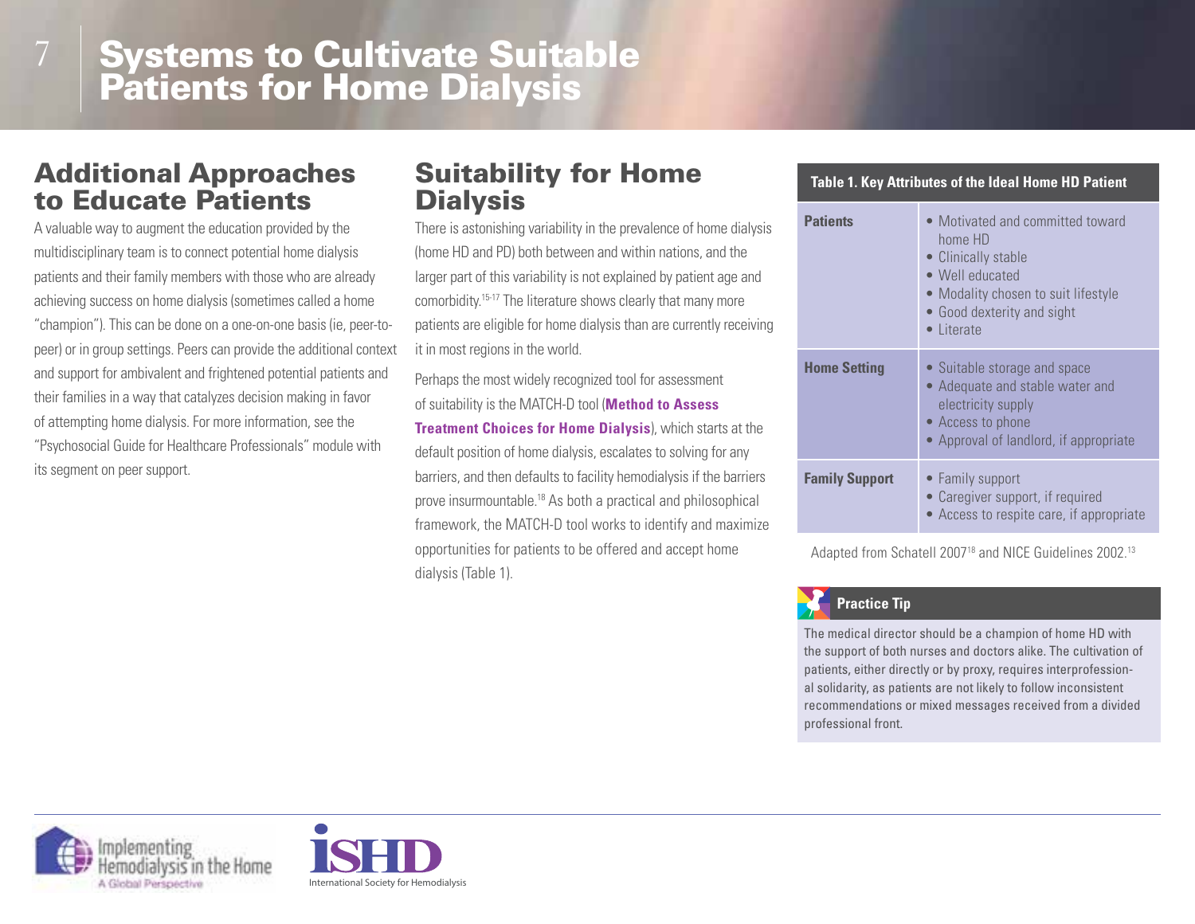# Systems to Cultivate Suitable Patients for Home Dialysis

## Additional Approaches to Educate Patients

A valuable way to augment the education provided by the multidisciplinary team is to connect potential home dialysis patients and their family members with those who are already achieving success on home dialysis (sometimes called a home "champion"). This can be done on a one-on-one basis (ie, peer-to-peer) or in group settings. Peers can provide the additional context and support for ambivalent and frightened potential patients and their families in a way that catalyzes decision making in favor of attempting home dialysis. For more information, see the "Psychosocial Guide for Healthcare Professionals" module with its segment on peer support.

## Suitability for Home Dialysis

There is astonishing variability in the prevalence of home dialysis (home HD and PD) both between and within nations, and the larger part of this variability is not explained by patient age and comorbidity.[15-17] The literature shows clearly that many more patients are eligible for home dialysis than are currently receiving it in most regions in the world.

Perhaps the most widely recognized tool for assessment of suitability is the MATCH-D tool (**Method to Assess Treatment Choices for Home Dialysis**), which starts at the default position of home dialysis, escalates to solving for any barriers, and then defaults to facility hemodialysis if the barriers prove insurmountable.[18] As both a practical and philosophical framework, the MATCH-D tool works to identify and maximize opportunities for patients to be offered and accept home dialysis (Table 1).

**Table 1. Key Attributes of the Ideal Home HD Patient**

| | |
|---|---|
| **Patients** | • Motivated and committed toward home HD<br>• Clinically stable<br>• Well educated<br>• Modality chosen to suit lifestyle<br>• Good dexterity and sight<br>• Literate |
| **Home Setting** | • Suitable storage and space<br>• Adequate and stable water and electricity supply<br>• Access to phone<br>• Approval of landlord, if appropriate |
| **Family Support** | • Family support<br>• Caregiver support, if required<br>• Access to respite care, if appropriate |

Adapted from Schatell 2007[18] and NICE Guidelines 2002.[13]

**Practice Tip**

The medical director should be a champion of home HD with the support of both nurses and doctors alike. The cultivation of patients, either directly or by proxy, requires interprofessional solidarity, as patients are not likely to follow inconsistent recommendations or mixed messages received from a divided professional front.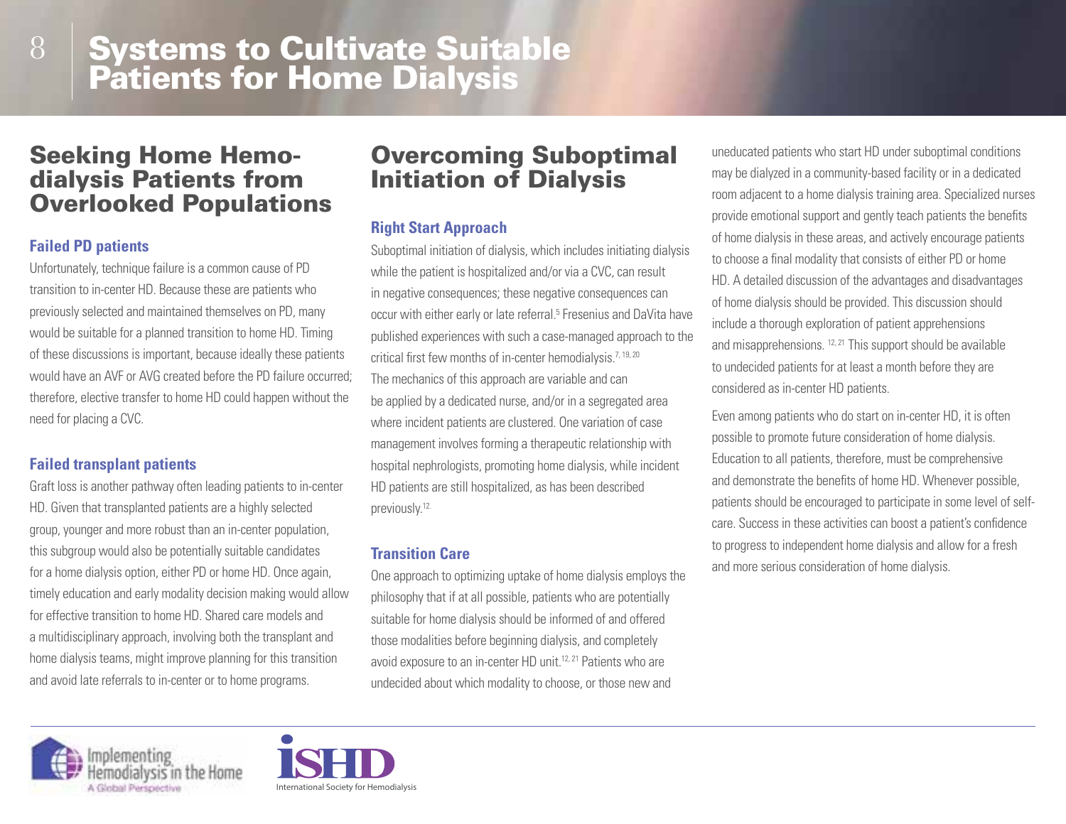# Systems to Cultivate Suitable Patients for Home Dialysis

## Seeking Home Hemodialysis Patients from Overlooked Populations

### Failed PD patients

Unfortunately, technique failure is a common cause of PD transition to in-center HD. Because these are patients who previously selected and maintained themselves on PD, many would be suitable for a planned transition to home HD. Timing of these discussions is important, because ideally these patients would have an AVF or AVG created before the PD failure occurred; therefore, elective transfer to home HD could happen without the need for placing a CVC.

### Failed transplant patients

Graft loss is another pathway often leading patients to in-center HD. Given that transplanted patients are a highly selected group, younger and more robust than an in-center population, this subgroup would also be potentially suitable candidates for a home dialysis option, either PD or home HD. Once again, timely education and early modality decision making would allow for effective transition to home HD. Shared care models and a multidisciplinary approach, involving both the transplant and home dialysis teams, might improve planning for this transition and avoid late referrals to in-center or to home programs.

## Overcoming Suboptimal Initiation of Dialysis

### Right Start Approach

Suboptimal initiation of dialysis, which includes initiating dialysis while the patient is hospitalized and/or via a CVC, can result in negative consequences; these negative consequences can occur with either early or late referral.[5] Fresenius and DaVita have published experiences with such a case-managed approach to the critical first few months of in-center hemodialysis.[7, 19, 20] The mechanics of this approach are variable and can be applied by a dedicated nurse, and/or in a segregated area where incident patients are clustered. One variation of case management involves forming a therapeutic relationship with hospital nephrologists, promoting home dialysis, while incident HD patients are still hospitalized, as has been described previously.[12]

### Transition Care

One approach to optimizing uptake of home dialysis employs the philosophy that if at all possible, patients who are potentially suitable for home dialysis should be informed of and offered those modalities before beginning dialysis, and completely avoid exposure to an in-center HD unit.[12, 21] Patients who are undecided about which modality to choose, or those new and uneducated patients who start HD under suboptimal conditions may be dialyzed in a community-based facility or in a dedicated room adjacent to a home dialysis training area. Specialized nurses provide emotional support and gently teach patients the benefits of home dialysis in these areas, and actively encourage patients to choose a final modality that consists of either PD or home HD. A detailed discussion of the advantages and disadvantages of home dialysis should be provided. This discussion should include a thorough exploration of patient apprehensions and misapprehensions.[12, 21] This support should be available to undecided patients for at least a month before they are considered as in-center HD patients.

Even among patients who do start on in-center HD, it is often possible to promote future consideration of home dialysis. Education to all patients, therefore, must be comprehensive and demonstrate the benefits of home HD. Whenever possible, patients should be encouraged to participate in some level of self-care. Success in these activities can boost a patient's confidence to progress to independent home dialysis and allow for a fresh and more serious consideration of home dialysis.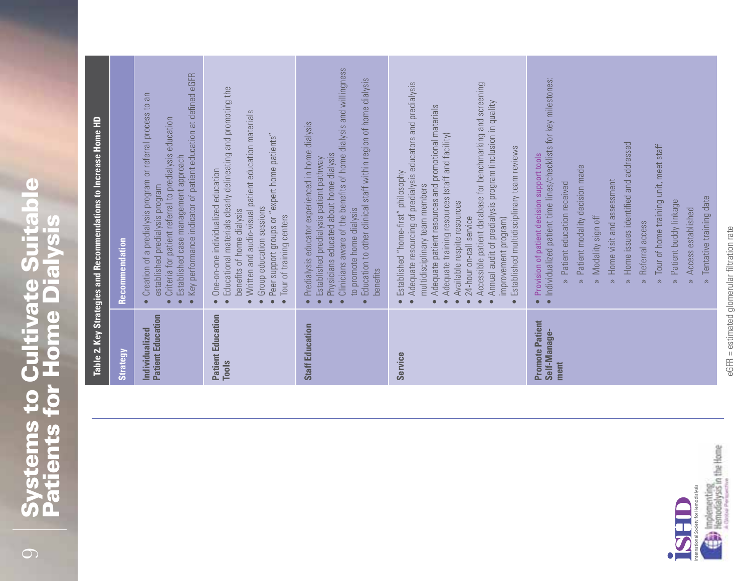# Systems to Cultivate Suitable Patients for Home Dialysis

**Table 2. Key Strategies and Recommendations to Increase Home HD**

| Strategy | Recommendation |
|---|---|
| **Individualized Patient Education** | • Creation of a predialysis program or referral process to an established predialysis program<br>• Criteria for patient referral to predialysis education<br>• Established case management approach<br>• Key performance indicator of patient education at defined eGFR |
| **Patient Education Tools** | • One-on-one individualized education<br>• Educational materials clearly delineating and promoting the benefits of home dialysis<br>• Written and audio-visual patient education materials<br>• Group education sessions<br>• Peer support groups or "expert home patients"<br>• Tour of training centers |
| **Staff Education** | • Predialysis educator experienced in home dialysis<br>• Established predialysis patient pathway<br>• Physicians educated about home dialysis<br>• Clinicians aware of the benefits of home dialysis and willingness to promote home dialysis<br>• Education to other clinical staff within region of home dialysis benefits |
| **Service** | • Established "home-first" philosophy<br>• Adequate resourcing of predialysis educators and predialysis multidisciplinary team members<br>• Adequate patient resources and promotional materials<br>• Adequate training resources (staff and facility)<br>• Available respite resources<br>• 24-hour on-call service<br>• Accessible patient database for benchmarking and screening<br>• Annual audit of predialysis program (inclusion in quality improvement program)<br>• Established multidisciplinary team reviews |
| **Promote Patient Self-Management** | • Provision of patient decision support tools<br>• Individualized patient time lines/checklists for key milestones:<br>» Patient education received<br>» Patient modality decision made<br>» Modality sign off<br>» Home visit and assessment<br>» Home issues identified and addressed<br>» Referral access<br>» Tour of home training unit, meet staff<br>» Patient buddy linkage<br>» Access established<br>» Tentative training date |

eGFR = estimated glomerular filtration rate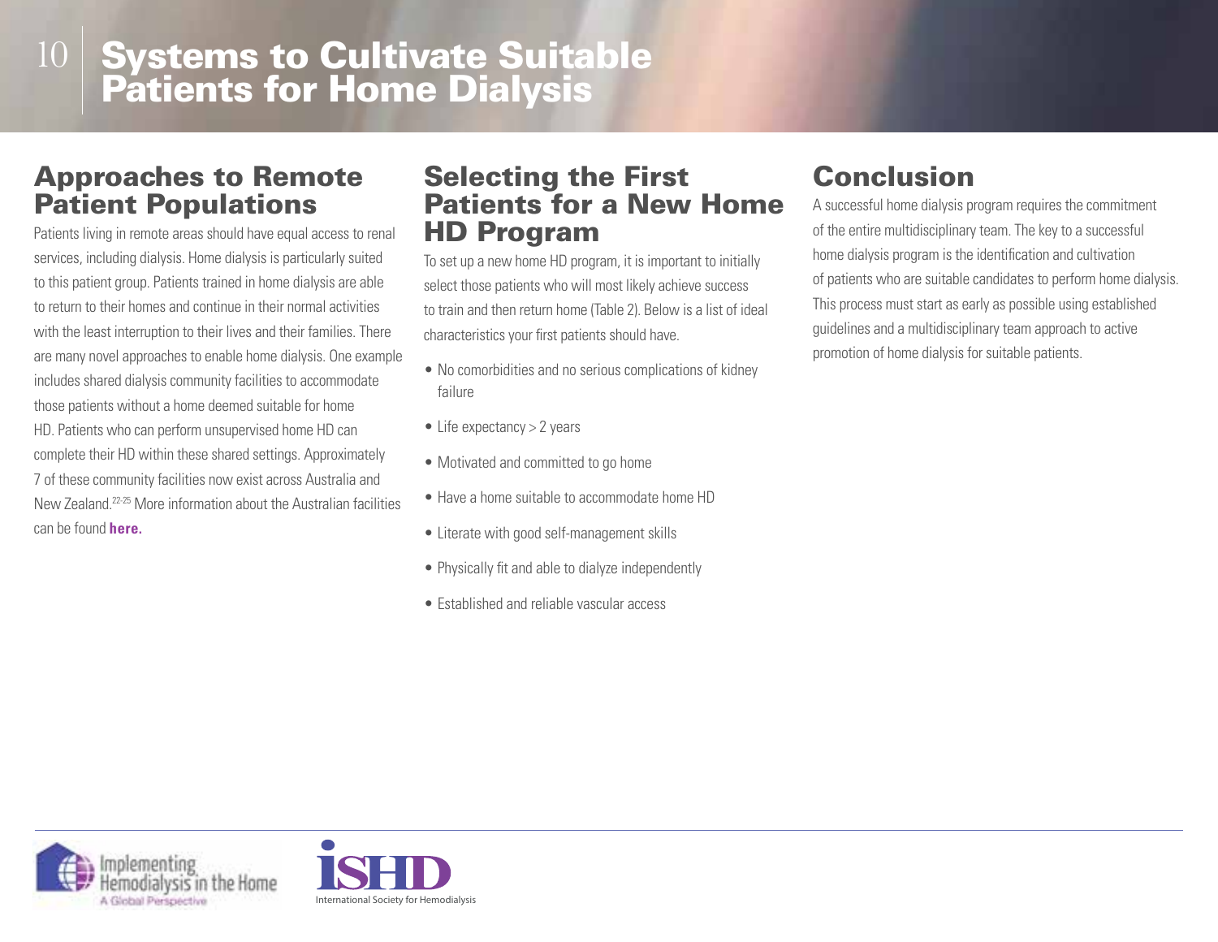# Systems to Cultivate Suitable Patients for Home Dialysis

## Approaches to Remote Patient Populations

Patients living in remote areas should have equal access to renal services, including dialysis. Home dialysis is particularly suited to this patient group. Patients trained in home dialysis are able to return to their homes and continue in their normal activities with the least interruption to their lives and their families. There are many novel approaches to enable home dialysis. One example includes shared dialysis community facilities to accommodate those patients without a home deemed suitable for home HD. Patients who can perform unsupervised home HD can complete their HD within these shared settings. Approximately 7 of these community facilities now exist across Australia and New Zealand.[22-25] More information about the Australian facilities can be found **here.**

## Selecting the First Patients for a New Home HD Program

To set up a new home HD program, it is important to initially select those patients who will most likely achieve success to train and then return home (Table 2). Below is a list of ideal characteristics your first patients should have.

- No comorbidities and no serious complications of kidney failure
- Life expectancy > 2 years
- Motivated and committed to go home
- Have a home suitable to accommodate home HD
- Literate with good self-management skills
- Physically fit and able to dialyze independently
- Established and reliable vascular access

## Conclusion

A successful home dialysis program requires the commitment of the entire multidisciplinary team. The key to a successful home dialysis program is the identification and cultivation of patients who are suitable candidates to perform home dialysis. This process must start as early as possible using established guidelines and a multidisciplinary team approach to active promotion of home dialysis for suitable patients.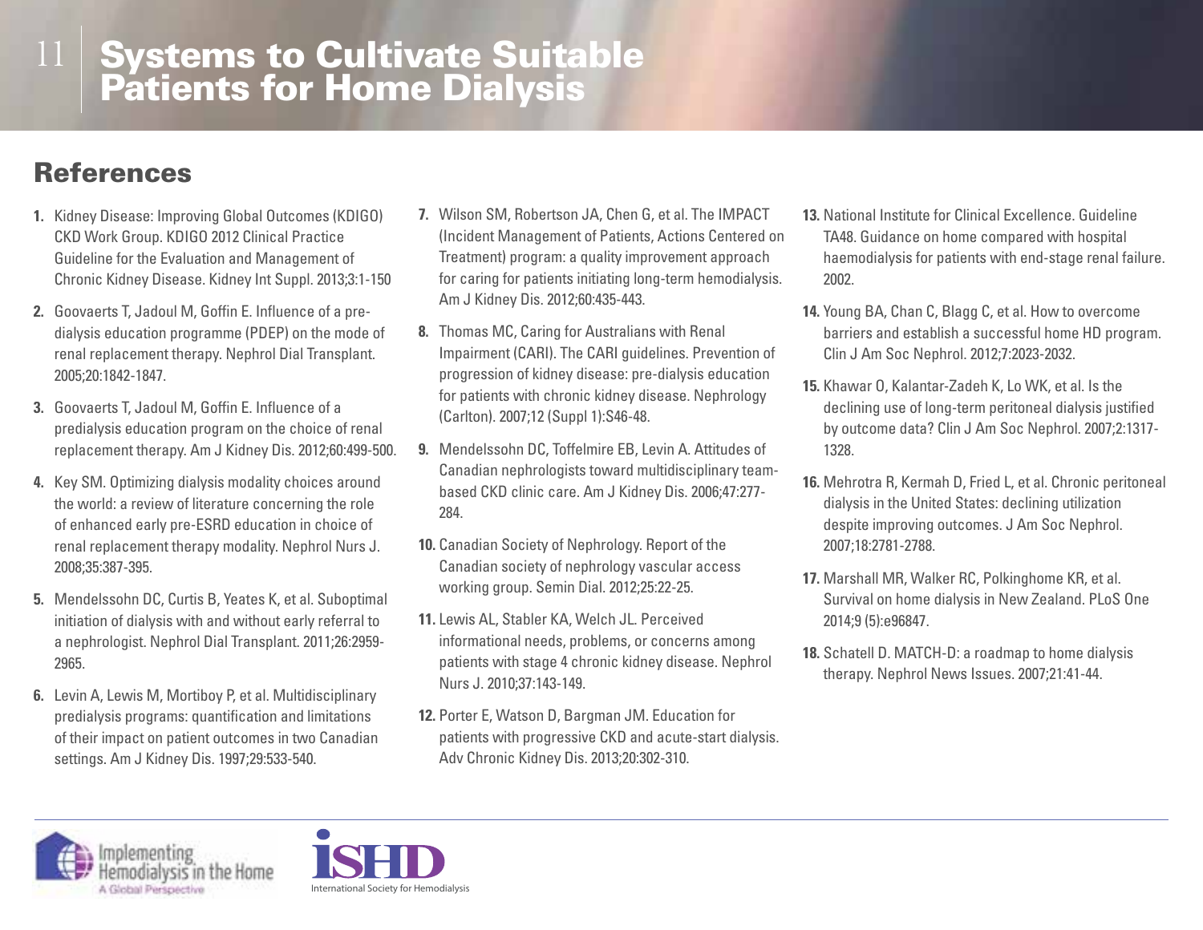# Systems to Cultivate Suitable Patients for Home Dialysis

## References

1. Kidney Disease: Improving Global Outcomes (KDIGO) CKD Work Group. KDIGO 2012 Clinical Practice Guideline for the Evaluation and Management of Chronic Kidney Disease. Kidney Int Suppl. 2013;3:1-150
2. Goovaerts T, Jadoul M, Goffin E. Influence of a pre-dialysis education programme (PDEP) on the mode of renal replacement therapy. Nephrol Dial Transplant. 2005;20:1842-1847.
3. Goovaerts T, Jadoul M, Goffin E. Influence of a predialysis education program on the choice of renal replacement therapy. Am J Kidney Dis. 2012;60:499-500.
4. Key SM. Optimizing dialysis modality choices around the world: a review of literature concerning the role of enhanced early pre-ESRD education in choice of renal replacement therapy modality. Nephrol Nurs J. 2008;35:387-395.
5. Mendelssohn DC, Curtis B, Yeates K, et al. Suboptimal initiation of dialysis with and without early referral to a nephrologist. Nephrol Dial Transplant. 2011;26:2959-2965.
6. Levin A, Lewis M, Mortiboy P, et al. Multidisciplinary predialysis programs: quantification and limitations of their impact on patient outcomes in two Canadian settings. Am J Kidney Dis. 1997;29:533-540.
7. Wilson SM, Robertson JA, Chen G, et al. The IMPACT (Incident Management of Patients, Actions Centered on Treatment) program: a quality improvement approach for caring for patients initiating long-term hemodialysis. Am J Kidney Dis. 2012;60:435-443.
8. Thomas MC, Caring for Australians with Renal Impairment (CARI). The CARI guidelines. Prevention of progression of kidney disease: pre-dialysis education for patients with chronic kidney disease. Nephrology (Carlton). 2007;12 (Suppl 1):S46-48.
9. Mendelssohn DC, Toffelmire EB, Levin A. Attitudes of Canadian nephrologists toward multidisciplinary team-based CKD clinic care. Am J Kidney Dis. 2006;47:277-284.
10. Canadian Society of Nephrology. Report of the Canadian society of nephrology vascular access working group. Semin Dial. 2012;25:22-25.
11. Lewis AL, Stabler KA, Welch JL. Perceived informational needs, problems, or concerns among patients with stage 4 chronic kidney disease. Nephrol Nurs J. 2010;37:143-149.
12. Porter E, Watson D, Bargman JM. Education for patients with progressive CKD and acute-start dialysis. Adv Chronic Kidney Dis. 2013;20:302-310.
13. National Institute for Clinical Excellence. Guideline TA48. Guidance on home compared with hospital haemodialysis for patients with end-stage renal failure. 2002.
14. Young BA, Chan C, Blagg C, et al. How to overcome barriers and establish a successful home HD program. Clin J Am Soc Nephrol. 2012;7:2023-2032.
15. Khawar O, Kalantar-Zadeh K, Lo WK, et al. Is the declining use of long-term peritoneal dialysis justified by outcome data? Clin J Am Soc Nephrol. 2007;2:1317-1328.
16. Mehrotra R, Kermah D, Fried L, et al. Chronic peritoneal dialysis in the United States: declining utilization despite improving outcomes. J Am Soc Nephrol. 2007;18:2781-2788.
17. Marshall MR, Walker RC, Polkinghome KR, et al. Survival on home dialysis in New Zealand. PLoS One 2014;9 (5):e96847.
18. Schatell D. MATCH-D: a roadmap to home dialysis therapy. Nephrol News Issues. 2007;21:41-44.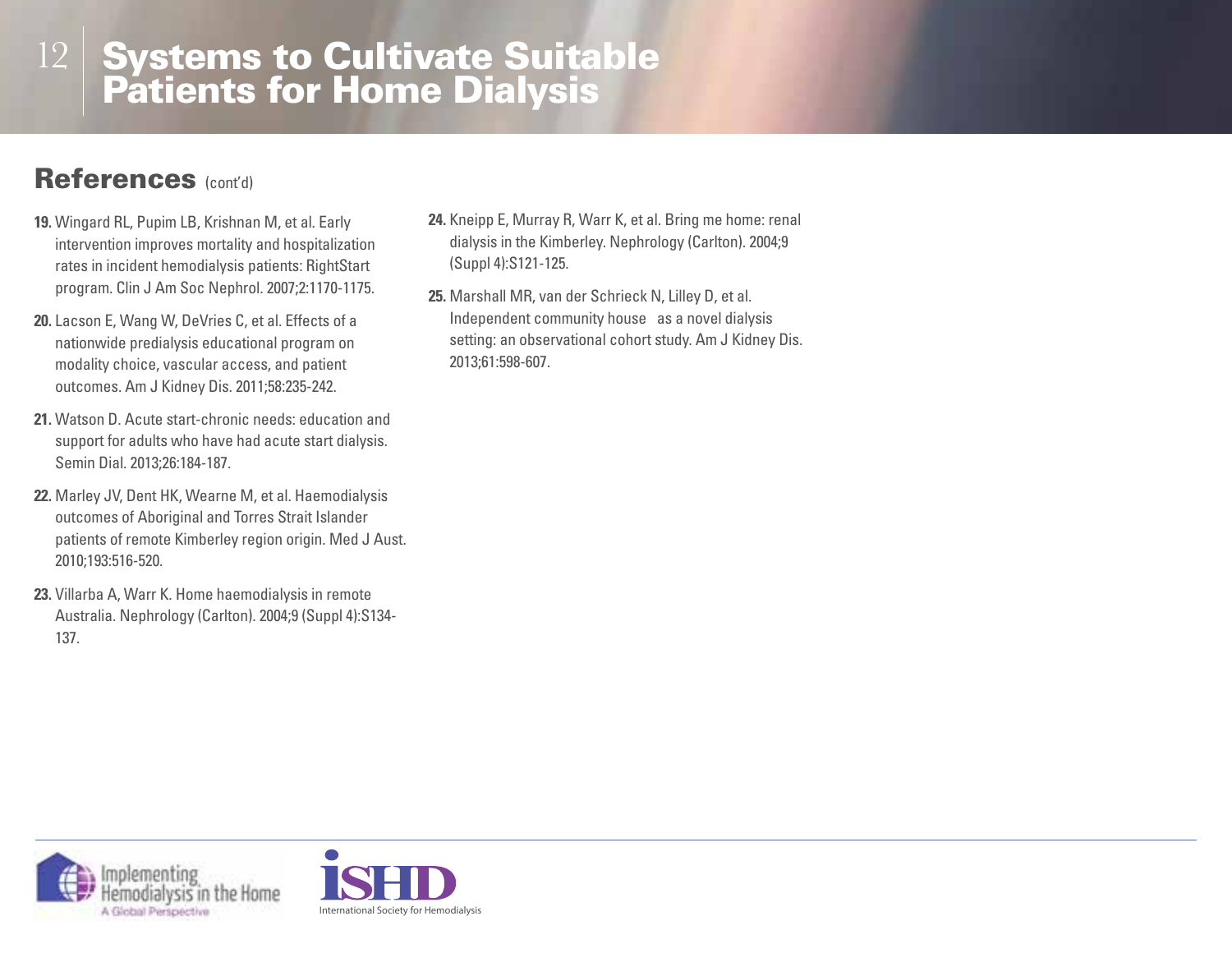## References (cont'd)

**19.** Wingard RL, Pupim LB, Krishnan M, et al. Early intervention improves mortality and hospitalization rates in incident hemodialysis patients: RightStart program. Clin J Am Soc Nephrol. 2007;2:1170-1175.

**20.** Lacson E, Wang W, DeVries C, et al. Effects of a nationwide predialysis educational program on modality choice, vascular access, and patient outcomes. Am J Kidney Dis. 2011;58:235-242.

**21.** Watson D. Acute start-chronic needs: education and support for adults who have had acute start dialysis. Semin Dial. 2013;26:184-187.

**22.** Marley JV, Dent HK, Wearne M, et al. Haemodialysis outcomes of Aboriginal and Torres Strait Islander patients of remote Kimberley region origin. Med J Aust. 2010;193:516-520.

**23.** Villarba A, Warr K. Home haemodialysis in remote Australia. Nephrology (Carlton). 2004;9 (Suppl 4):S134-137.

**24.** Kneipp E, Murray R, Warr K, et al. Bring me home: renal dialysis in the Kimberley. Nephrology (Carlton). 2004;9 (Suppl 4):S121-125.

**25.** Marshall MR, van der Schrieck N, Lilley D, et al. Independent community house as a novel dialysis setting: an observational cohort study. Am J Kidney Dis. 2013;61:598-607.